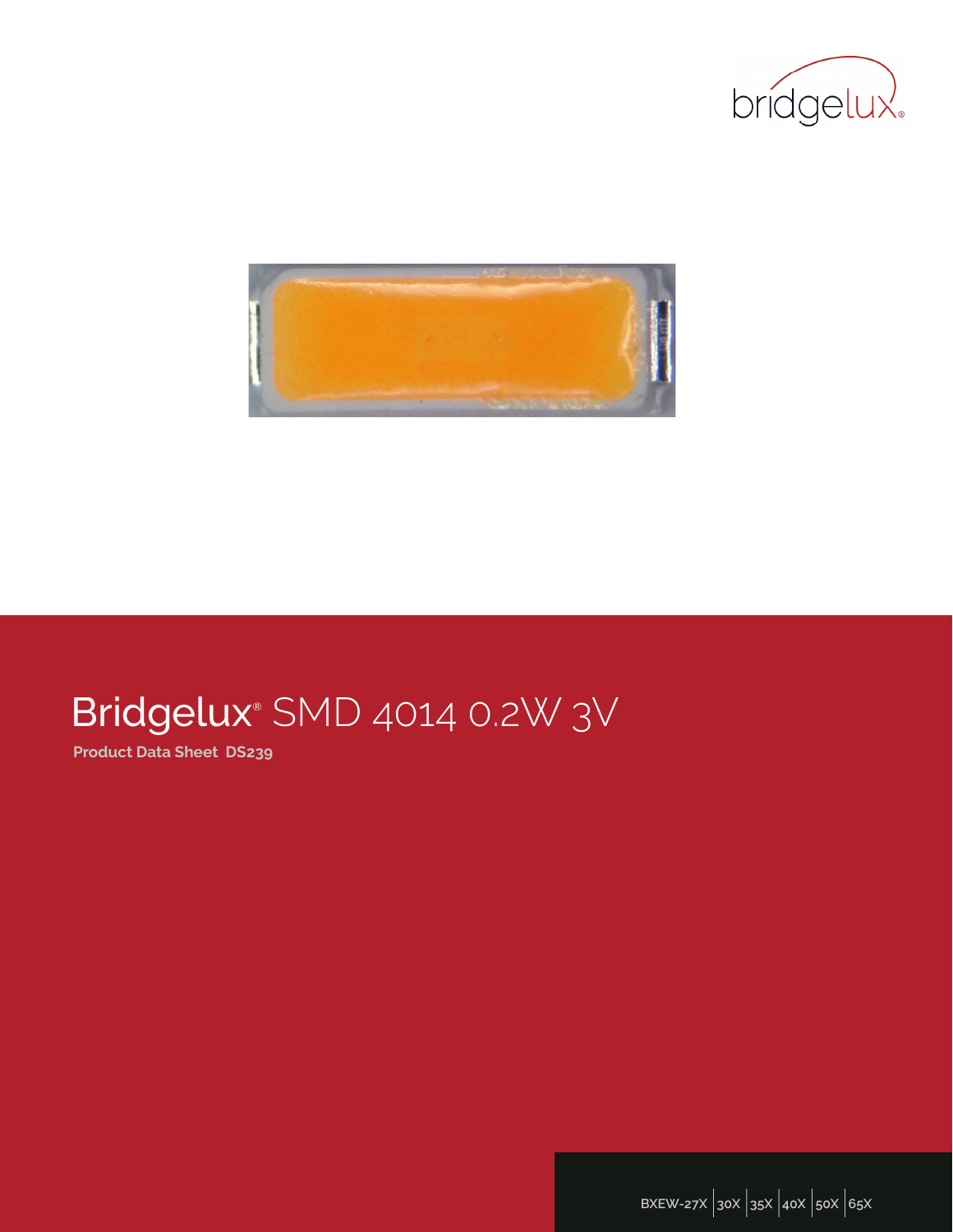# Bridgelux® SMD 4014 0.2W 3V

**Product Data Sheet DS239**

BXEW-27X | 30X | 35X | 40X | 50X | 65X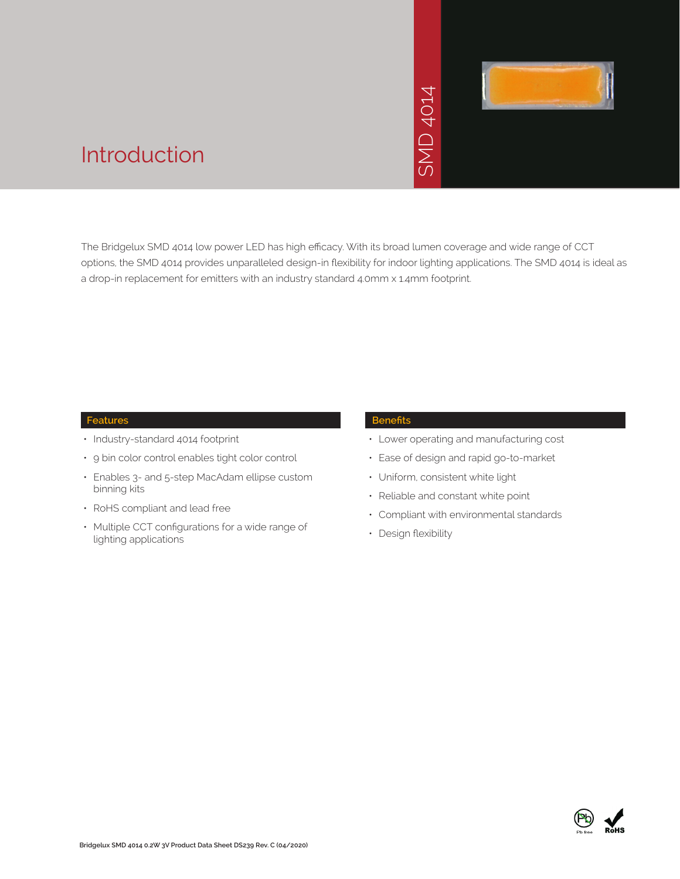# Introduction

SMD 4014

The Bridgelux SMD 4014 low power LED has high efficacy. With its broad lumen coverage and wide range of CCT options, the SMD 4014 provides unparalleled design-in flexibility for indoor lighting applications. The SMD 4014 is ideal as a drop-in replacement for emitters with an industry standard 4.0mm x 1.4mm footprint.

### Features

- Industry-standard 4014 footprint
- 9 bin color control enables tight color control
- Enables 3- and 5-step MacAdam ellipse custom binning kits
- RoHS compliant and lead free
- Multiple CCT configurations for a wide range of lighting applications

### Benefits

- Lower operating and manufacturing cost
- Ease of design and rapid go-to-market
- Uniform, consistent white light
- Reliable and constant white point
- Compliant with environmental standards
- Design flexibility

Pb free RoHS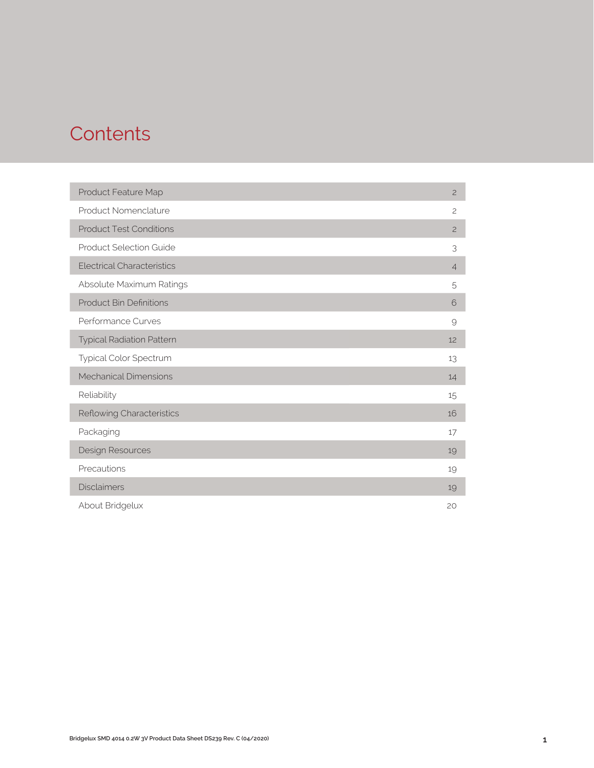# Contents

| | |
|---|---|
| Product Feature Map | 2 |
| Product Nomenclature | 2 |
| Product Test Conditions | 2 |
| Product Selection Guide | 3 |
| Electrical Characteristics | 4 |
| Absolute Maximum Ratings | 5 |
| Product Bin Definitions | 6 |
| Performance Curves | 9 |
| Typical Radiation Pattern | 12 |
| Typical Color Spectrum | 13 |
| Mechanical Dimensions | 14 |
| Reliability | 15 |
| Reflowing Characteristics | 16 |
| Packaging | 17 |
| Design Resources | 19 |
| Precautions | 19 |
| Disclaimers | 19 |
| About Bridgelux | 20 |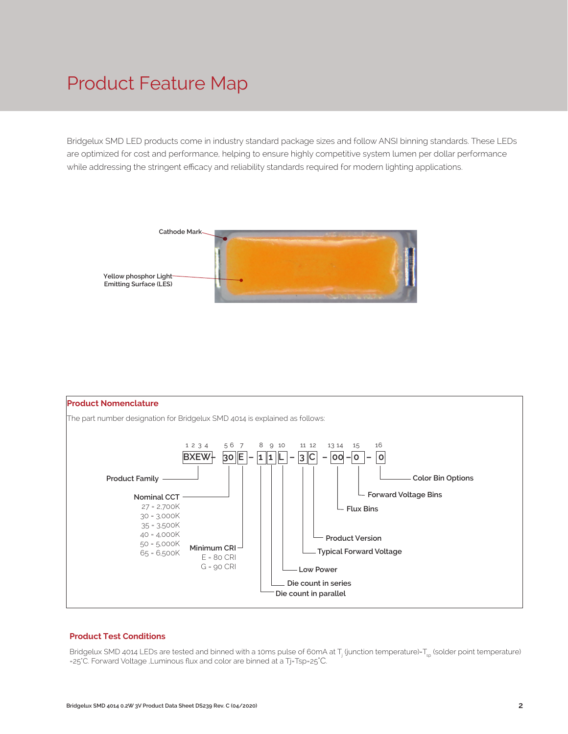# Product Feature Map

Bridgelux SMD LED products come in industry standard package sizes and follow ANSI binning standards. These LEDs are optimized for cost and performance, helping to ensure highly competitive system lumen per dollar performance while addressing the stringent efficacy and reliability standards required for modern lighting applications.

Cathode Mark

Yellow phosphor Light Emitting Surface (LES)

## Product Nomenclature

The part number designation for Bridgelux SMD 4014 is explained as follows:

BXEW – 30 E – 1 1 L – 3 C – 00 – 0 – 0

| Position | Code | Description |
|---|---|---|
| 1 2 3 4 | BXEW | Product Family |
| 5 6 | 30 | Nominal CCT: 27 = 2,700K; 30 = 3,000K; 35 = 3,500K; 40 = 4,000K; 50 = 5,000K; 65 = 6,500K |
| 7 | E | Minimum CRI: E = 80 CRI; G = 90 CRI |
| 8 | 1 | Die count in parallel |
| 9 | 1 | Die count in series |
| 10 | L | Low Power |
| 11 | 3 | Typical Forward Voltage |
| 12 | C | Product Version |
| 13 14 | 00 | Flux Bins |
| 15 | 0 | Forward Voltage Bins |
| 16 | 0 | Color Bin Options |

## Product Test Conditions

Bridgelux SMD 4014 LEDs are tested and binned with a 10ms pulse of 60mA at $T_j$ (junction temperature)=$T_{sp}$ (solder point temperature) =25°C. Forward Voltage ,Luminous flux and color are binned at a Tj=Tsp=25°C.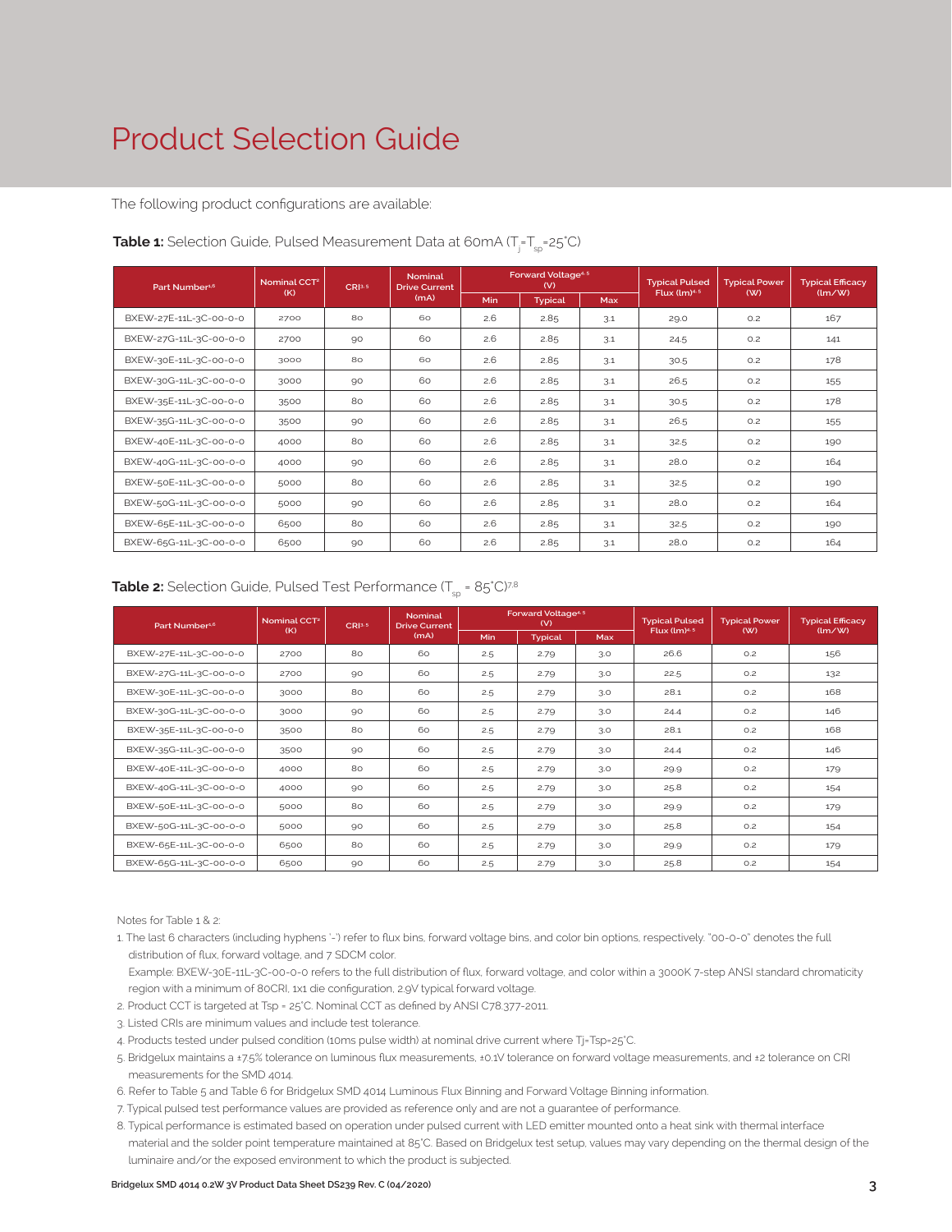# Product Selection Guide

The following product configurations are available:

**Table 1:** Selection Guide, Pulsed Measurement Data at 60mA ($T_j$=$T_{sp}$=25°C)

| Part Number[1,6] | Nominal CCT[2] (K) | CRI[3,5] | Nominal Drive Current (mA) | Forward Voltage[4,5] (V) | | | Typical Pulsed Flux (lm)[4,5] | Typical Power (W) | Typical Efficacy (lm/W) |
|---|---|---|---|---|---|---|---|---|---|
| | | | | Min | Typical | Max | | | |
| BXEW-27E-11L-3C-00-0-0 | 2700 | 80 | 60 | 2.6 | 2.85 | 3.1 | 29.0 | 0.2 | 167 |
| BXEW-27G-11L-3C-00-0-0 | 2700 | 90 | 60 | 2.6 | 2.85 | 3.1 | 24.5 | 0.2 | 141 |
| BXEW-30E-11L-3C-00-0-0 | 3000 | 80 | 60 | 2.6 | 2.85 | 3.1 | 30.5 | 0.2 | 178 |
| BXEW-30G-11L-3C-00-0-0 | 3000 | 90 | 60 | 2.6 | 2.85 | 3.1 | 26.5 | 0.2 | 155 |
| BXEW-35E-11L-3C-00-0-0 | 3500 | 80 | 60 | 2.6 | 2.85 | 3.1 | 30.5 | 0.2 | 178 |
| BXEW-35G-11L-3C-00-0-0 | 3500 | 90 | 60 | 2.6 | 2.85 | 3.1 | 26.5 | 0.2 | 155 |
| BXEW-40E-11L-3C-00-0-0 | 4000 | 80 | 60 | 2.6 | 2.85 | 3.1 | 32.5 | 0.2 | 190 |
| BXEW-40G-11L-3C-00-0-0 | 4000 | 90 | 60 | 2.6 | 2.85 | 3.1 | 28.0 | 0.2 | 164 |
| BXEW-50E-11L-3C-00-0-0 | 5000 | 80 | 60 | 2.6 | 2.85 | 3.1 | 32.5 | 0.2 | 190 |
| BXEW-50G-11L-3C-00-0-0 | 5000 | 90 | 60 | 2.6 | 2.85 | 3.1 | 28.0 | 0.2 | 164 |
| BXEW-65E-11L-3C-00-0-0 | 6500 | 80 | 60 | 2.6 | 2.85 | 3.1 | 32.5 | 0.2 | 190 |
| BXEW-65G-11L-3C-00-0-0 | 6500 | 90 | 60 | 2.6 | 2.85 | 3.1 | 28.0 | 0.2 | 164 |

**Table 2:** Selection Guide, Pulsed Test Performance ($T_{sp}$ = 85°C)[7,8]

| Part Number[1,6] | Nominal CCT[2] (K) | CRI[3,5] | Nominal Drive Current (mA) | Forward Voltage[4,5] (V) | | | Typical Pulsed Flux (lm)[4,5] | Typical Power (W) | Typical Efficacy (lm/W) |
|---|---|---|---|---|---|---|---|---|---|
| | | | | Min | Typical | Max | | | |
| BXEW-27E-11L-3C-00-0-0 | 2700 | 80 | 60 | 2.5 | 2.79 | 3.0 | 26.6 | 0.2 | 156 |
| BXEW-27G-11L-3C-00-0-0 | 2700 | 90 | 60 | 2.5 | 2.79 | 3.0 | 22.5 | 0.2 | 132 |
| BXEW-30E-11L-3C-00-0-0 | 3000 | 80 | 60 | 2.5 | 2.79 | 3.0 | 28.1 | 0.2 | 168 |
| BXEW-30G-11L-3C-00-0-0 | 3000 | 90 | 60 | 2.5 | 2.79 | 3.0 | 24.4 | 0.2 | 146 |
| BXEW-35E-11L-3C-00-0-0 | 3500 | 80 | 60 | 2.5 | 2.79 | 3.0 | 28.1 | 0.2 | 168 |
| BXEW-35G-11L-3C-00-0-0 | 3500 | 90 | 60 | 2.5 | 2.79 | 3.0 | 24.4 | 0.2 | 146 |
| BXEW-40E-11L-3C-00-0-0 | 4000 | 80 | 60 | 2.5 | 2.79 | 3.0 | 29.9 | 0.2 | 179 |
| BXEW-40G-11L-3C-00-0-0 | 4000 | 90 | 60 | 2.5 | 2.79 | 3.0 | 25.8 | 0.2 | 154 |
| BXEW-50E-11L-3C-00-0-0 | 5000 | 80 | 60 | 2.5 | 2.79 | 3.0 | 29.9 | 0.2 | 179 |
| BXEW-50G-11L-3C-00-0-0 | 5000 | 90 | 60 | 2.5 | 2.79 | 3.0 | 25.8 | 0.2 | 154 |
| BXEW-65E-11L-3C-00-0-0 | 6500 | 80 | 60 | 2.5 | 2.79 | 3.0 | 29.9 | 0.2 | 179 |
| BXEW-65G-11L-3C-00-0-0 | 6500 | 90 | 60 | 2.5 | 2.79 | 3.0 | 25.8 | 0.2 | 154 |

Notes for Table 1 & 2:

1. The last 6 characters (including hyphens '-') refer to flux bins, forward voltage bins, and color bin options, respectively. "00-0-0" denotes the full distribution of flux, forward voltage, and 7 SDCM color.
   Example: BXEW-30E-11L-3C-00-0-0 refers to the full distribution of flux, forward voltage, and color within a 3000K 7-step ANSI standard chromaticity region with a minimum of 80CRI, 1x1 die configuration, 2.9V typical forward voltage.
2. Product CCT is targeted at Tsp = 25°C. Nominal CCT as defined by ANSI C78.377-2011.
3. Listed CRIs are minimum values and include test tolerance.
4. Products tested under pulsed condition (10ms pulse width) at nominal drive current where Tj=Tsp=25°C.
5. Bridgelux maintains a ±7.5% tolerance on luminous flux measurements, ±0.1V tolerance on forward voltage measurements, and ±2 tolerance on CRI measurements for the SMD 4014.
6. Refer to Table 5 and Table 6 for Bridgelux SMD 4014 Luminous Flux Binning and Forward Voltage Binning information.
7. Typical pulsed test performance values are provided as reference only and are not a guarantee of performance.
8. Typical performance is estimated based on operation under pulsed current with LED emitter mounted onto a heat sink with thermal interface material and the solder point temperature maintained at 85°C. Based on Bridgelux test setup, values may vary depending on the thermal design of the luminaire and/or the exposed environment to which the product is subjected.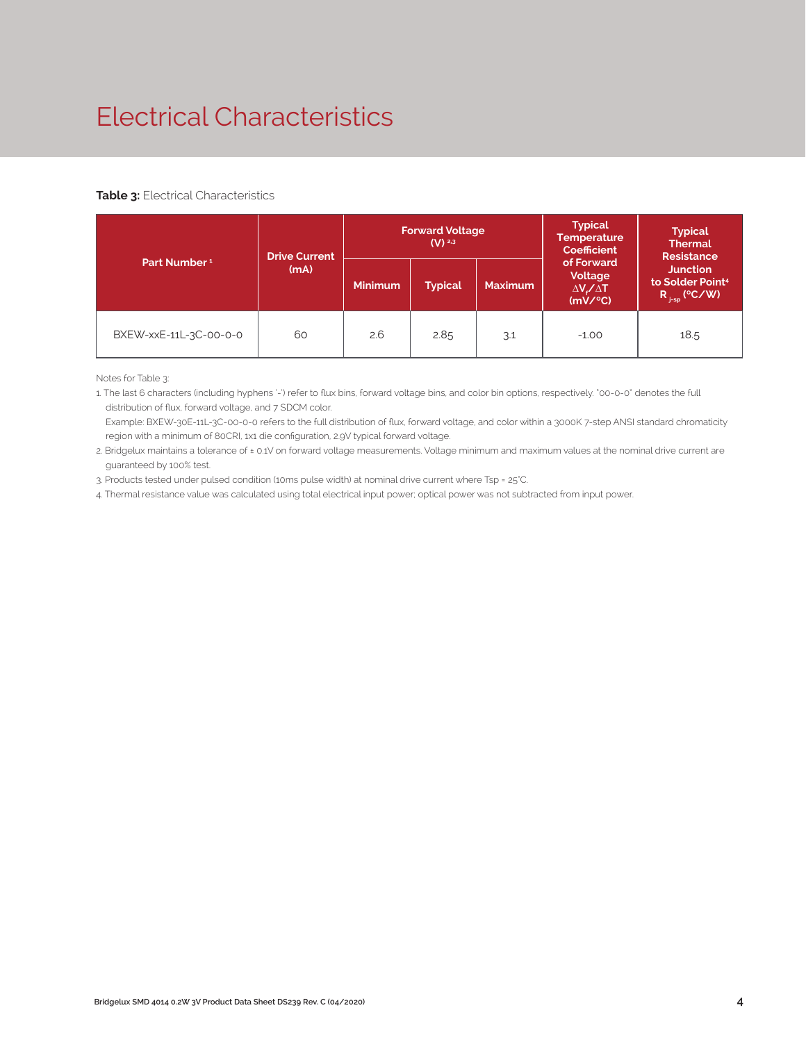# Electrical Characteristics

**Table 3:** Electrical Characteristics

| Part Number [1] | Drive Current (mA) | Forward Voltage (V) [2,3] | | | Typical Temperature Coefficient of Forward Voltage $\Delta V_f / \Delta T$ (mV/°C) | Typical Thermal Resistance Junction to Solder Point[4] $R_{j-sp}$ (°C/W) |
|---|---|---|---|---|---|---|
| | | Minimum | Typical | Maximum | | |
| BXEW-xxE-11L-3C-00-0-0 | 60 | 2.6 | 2.85 | 3.1 | -1.00 | 18.5 |

Notes for Table 3:

1. The last 6 characters (including hyphens '-') refer to flux bins, forward voltage bins, and color bin options, respectively. "00-0-0" denotes the full distribution of flux, forward voltage, and 7 SDCM color.
   Example: BXEW-30E-11L-3C-00-0-0 refers to the full distribution of flux, forward voltage, and color within a 3000K 7-step ANSI standard chromaticity region with a minimum of 80CRI, 1x1 die configuration, 2.9V typical forward voltage.
2. Bridgelux maintains a tolerance of ± 0.1V on forward voltage measurements. Voltage minimum and maximum values at the nominal drive current are guaranteed by 100% test.
3. Products tested under pulsed condition (10ms pulse width) at nominal drive current where Tsp = 25°C.
4. Thermal resistance value was calculated using total electrical input power; optical power was not subtracted from input power.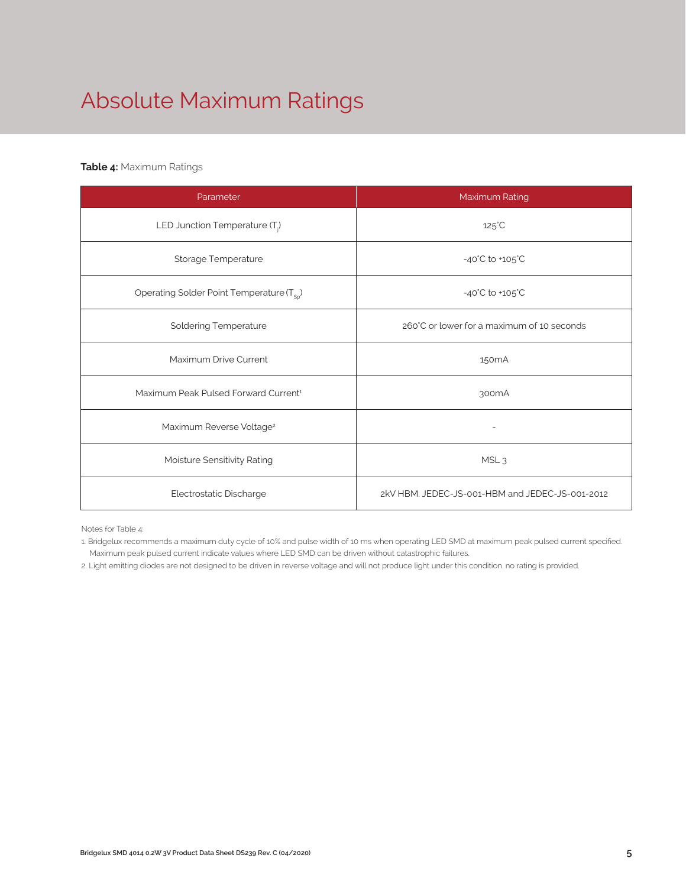# Absolute Maximum Ratings

**Table 4:** Maximum Ratings

| Parameter | Maximum Rating |
|---|---|
| LED Junction Temperature ($T_j$) | 125°C |
| Storage Temperature | -40°C to +105°C |
| Operating Solder Point Temperature ($T_{Sp}$) | -40°C to +105°C |
| Soldering Temperature | 260°C or lower for a maximum of 10 seconds |
| Maximum Drive Current | 150mA |
| Maximum Peak Pulsed Forward Current[1] | 300mA |
| Maximum Reverse Voltage[2] | - |
| Moisture Sensitivity Rating | MSL 3 |
| Electrostatic Discharge | 2kV HBM. JEDEC-JS-001-HBM and JEDEC-JS-001-2012 |

Notes for Table 4:

1. Bridgelux recommends a maximum duty cycle of 10% and pulse width of 10 ms when operating LED SMD at maximum peak pulsed current specified. Maximum peak pulsed current indicate values where LED SMD can be driven without catastrophic failures.
2. Light emitting diodes are not designed to be driven in reverse voltage and will not produce light under this condition. no rating is provided.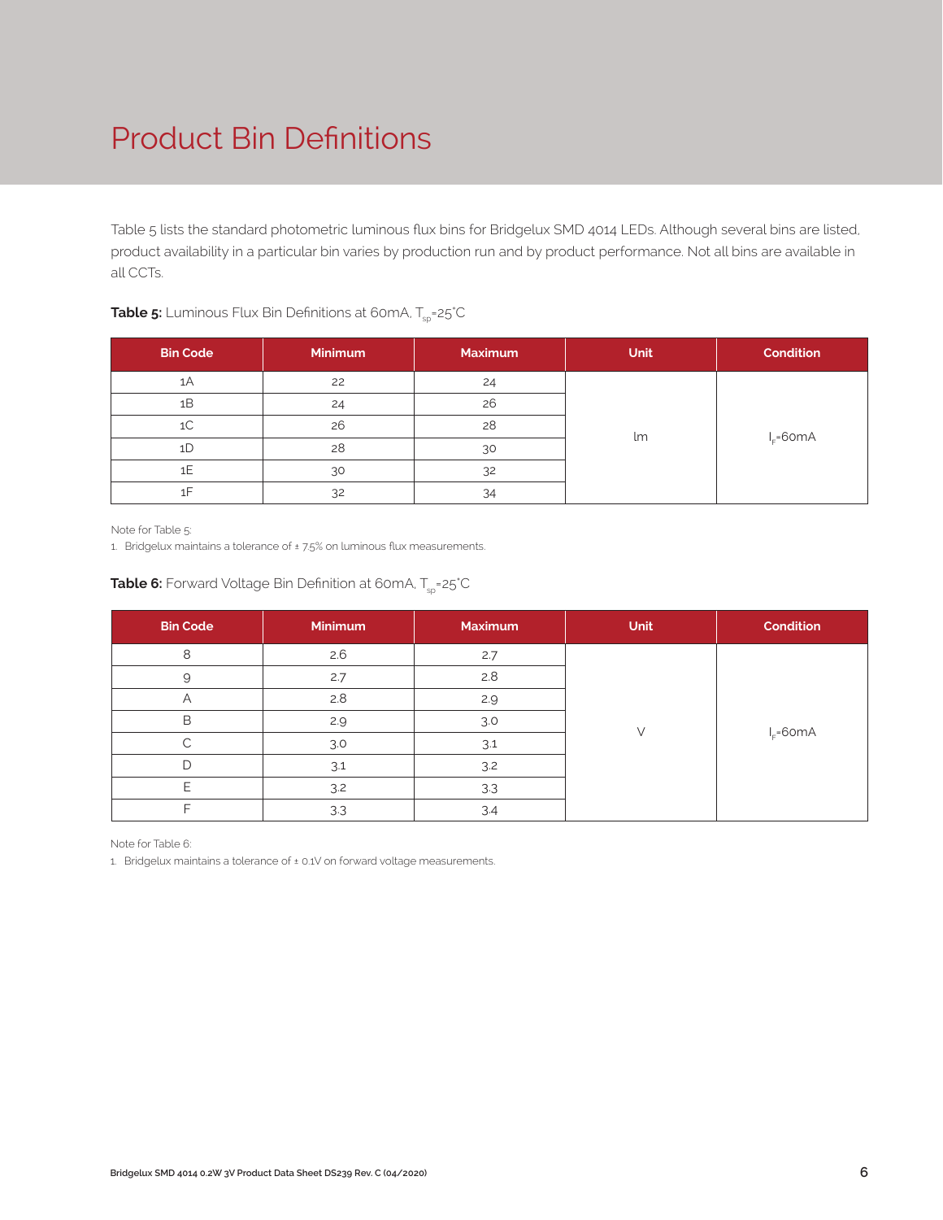# Product Bin Definitions

Table 5 lists the standard photometric luminous flux bins for Bridgelux SMD 4014 LEDs. Although several bins are listed, product availability in a particular bin varies by production run and by product performance. Not all bins are available in all CCTs.

**Table 5:** Luminous Flux Bin Definitions at 60mA, $T_{sp}$=25°C

| Bin Code | Minimum | Maximum | Unit | Condition |
|---|---|---|---|---|
| 1A | 22 | 24 | lm | $I_F$=60mA |
| 1B | 24 | 26 | | |
| 1C | 26 | 28 | | |
| 1D | 28 | 30 | | |
| 1E | 30 | 32 | | |
| 1F | 32 | 34 | | |

Note for Table 5:

1. Bridgelux maintains a tolerance of ± 7.5% on luminous flux measurements.

**Table 6:** Forward Voltage Bin Definition at 60mA, $T_{sp}$=25°C

| Bin Code | Minimum | Maximum | Unit | Condition |
|---|---|---|---|---|
| 8 | 2.6 | 2.7 | V | $I_F$=60mA |
| 9 | 2.7 | 2.8 | | |
| A | 2.8 | 2.9 | | |
| B | 2.9 | 3.0 | | |
| C | 3.0 | 3.1 | | |
| D | 3.1 | 3.2 | | |
| E | 3.2 | 3.3 | | |
| F | 3.3 | 3.4 | | |

Note for Table 6:

1. Bridgelux maintains a tolerance of ± 0.1V on forward voltage measurements.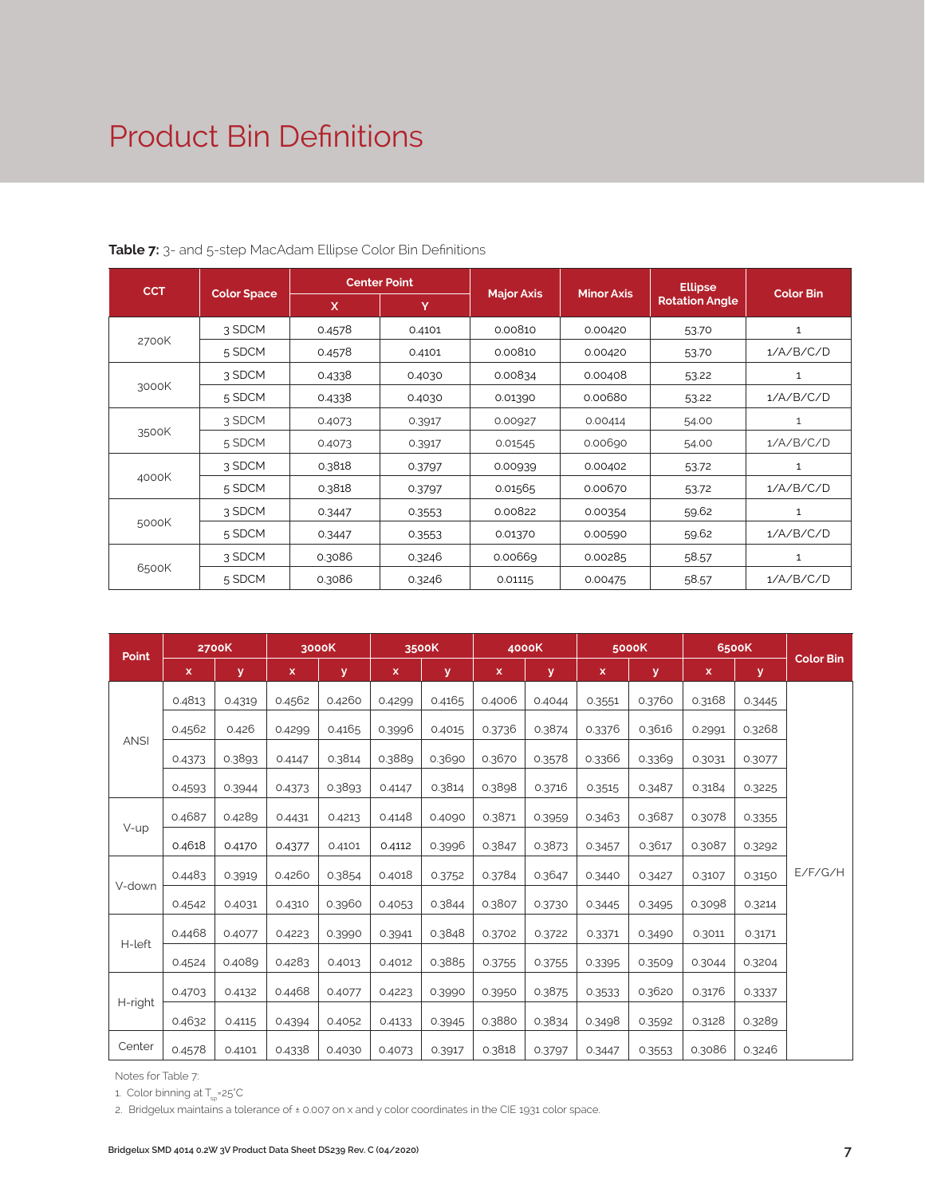# Product Bin Definitions

**Table 7:** 3- and 5-step MacAdam Ellipse Color Bin Definitions

| CCT | Color Space | Center Point | | Major Axis | Minor Axis | Ellipse Rotation Angle | Color Bin |
|---|---|---|---|---|---|---|---|
| | | X | Y | | | | |
| 2700K | 3 SDCM | 0.4578 | 0.4101 | 0.00810 | 0.00420 | 53.70 | 1 |
| | 5 SDCM | 0.4578 | 0.4101 | 0.00810 | 0.00420 | 53.70 | 1/A/B/C/D |
| 3000K | 3 SDCM | 0.4338 | 0.4030 | 0.00834 | 0.00408 | 53.22 | 1 |
| | 5 SDCM | 0.4338 | 0.4030 | 0.01390 | 0.00680 | 53.22 | 1/A/B/C/D |
| 3500K | 3 SDCM | 0.4073 | 0.3917 | 0.00927 | 0.00414 | 54.00 | 1 |
| | 5 SDCM | 0.4073 | 0.3917 | 0.01545 | 0.00690 | 54.00 | 1/A/B/C/D |
| 4000K | 3 SDCM | 0.3818 | 0.3797 | 0.00939 | 0.00402 | 53.72 | 1 |
| | 5 SDCM | 0.3818 | 0.3797 | 0.01565 | 0.00670 | 53.72 | 1/A/B/C/D |
| 5000K | 3 SDCM | 0.3447 | 0.3553 | 0.00822 | 0.00354 | 59.62 | 1 |
| | 5 SDCM | 0.3447 | 0.3553 | 0.01370 | 0.00590 | 59.62 | 1/A/B/C/D |
| 6500K | 3 SDCM | 0.3086 | 0.3246 | 0.00669 | 0.00285 | 58.57 | 1 |
| | 5 SDCM | 0.3086 | 0.3246 | 0.01115 | 0.00475 | 58.57 | 1/A/B/C/D |

| Point | 2700K | | 3000K | | 3500K | | 4000K | | 5000K | | 6500K | | Color Bin |
|---|---|---|---|---|---|---|---|---|---|---|---|---|---|
| | x | y | x | y | x | y | x | y | x | y | x | y | |
| ANSI | 0.4813 | 0.4319 | 0.4562 | 0.4260 | 0.4299 | 0.4165 | 0.4006 | 0.4044 | 0.3551 | 0.3760 | 0.3168 | 0.3445 | E/F/G/H |
| | 0.4562 | 0.426 | 0.4299 | 0.4165 | 0.3996 | 0.4015 | 0.3736 | 0.3874 | 0.3376 | 0.3616 | 0.2991 | 0.3268 | |
| | 0.4373 | 0.3893 | 0.4147 | 0.3814 | 0.3889 | 0.3690 | 0.3670 | 0.3578 | 0.3366 | 0.3369 | 0.3031 | 0.3077 | |
| | 0.4593 | 0.3944 | 0.4373 | 0.3893 | 0.4147 | 0.3814 | 0.3898 | 0.3716 | 0.3515 | 0.3487 | 0.3184 | 0.3225 | |
| V-up | 0.4687 | 0.4289 | 0.4431 | 0.4213 | 0.4148 | 0.4090 | 0.3871 | 0.3959 | 0.3463 | 0.3687 | 0.3078 | 0.3355 | |
| | 0.4618 | 0.4170 | 0.4377 | 0.4101 | 0.4112 | 0.3996 | 0.3847 | 0.3873 | 0.3457 | 0.3617 | 0.3087 | 0.3292 | |
| V-down | 0.4483 | 0.3919 | 0.4260 | 0.3854 | 0.4018 | 0.3752 | 0.3784 | 0.3647 | 0.3440 | 0.3427 | 0.3107 | 0.3150 | |
| | 0.4542 | 0.4031 | 0.4310 | 0.3960 | 0.4053 | 0.3844 | 0.3807 | 0.3730 | 0.3445 | 0.3495 | 0.3098 | 0.3214 | |
| H-left | 0.4468 | 0.4077 | 0.4223 | 0.3990 | 0.3941 | 0.3848 | 0.3702 | 0.3722 | 0.3371 | 0.3490 | 0.3011 | 0.3171 | |
| | 0.4524 | 0.4089 | 0.4283 | 0.4013 | 0.4012 | 0.3885 | 0.3755 | 0.3755 | 0.3395 | 0.3509 | 0.3044 | 0.3204 | |
| H-right | 0.4703 | 0.4132 | 0.4468 | 0.4077 | 0.4223 | 0.3990 | 0.3950 | 0.3875 | 0.3533 | 0.3620 | 0.3176 | 0.3337 | |
| | 0.4632 | 0.4115 | 0.4394 | 0.4052 | 0.4133 | 0.3945 | 0.3880 | 0.3834 | 0.3498 | 0.3592 | 0.3128 | 0.3289 | |
| Center | 0.4578 | 0.4101 | 0.4338 | 0.4030 | 0.4073 | 0.3917 | 0.3818 | 0.3797 | 0.3447 | 0.3553 | 0.3086 | 0.3246 | |

Notes for Table 7:

1. Color binning at $T_{sp}$=25°C
2. Bridgelux maintains a tolerance of ± 0.007 on x and y color coordinates in the CIE 1931 color space.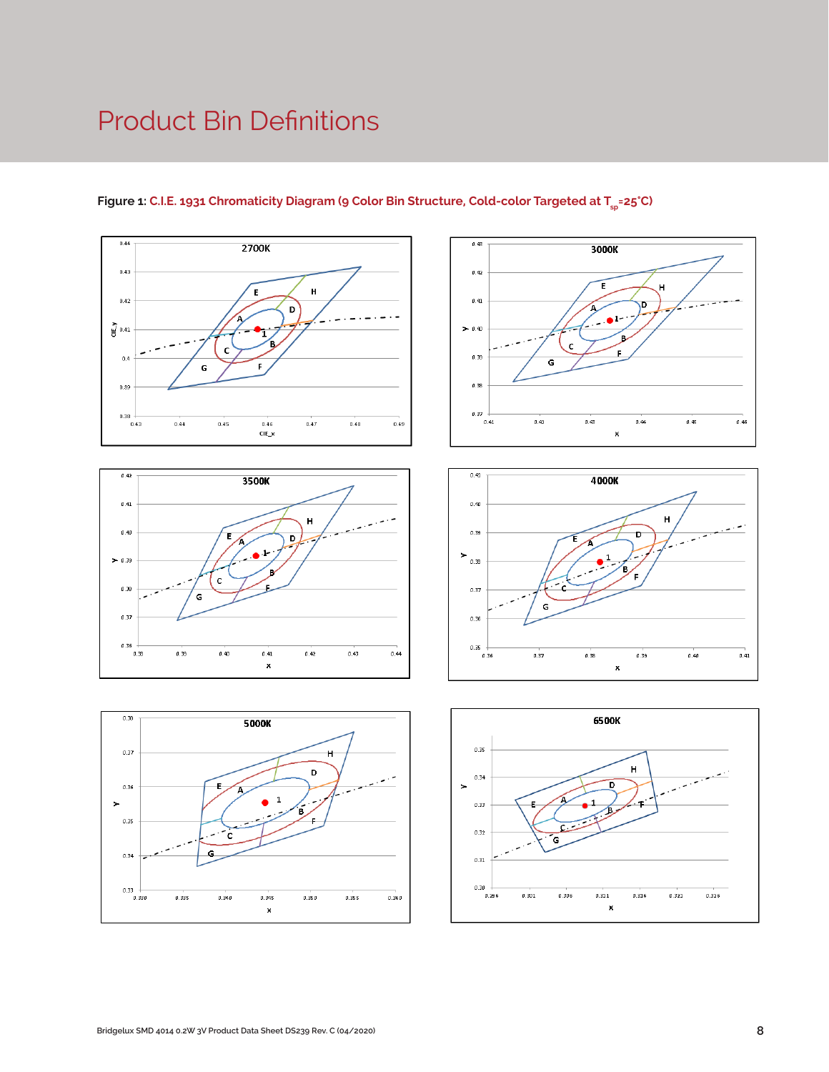# Product Bin Definitions

**Figure 1:** **C.I.E. 1931 Chromaticity Diagram (9 Color Bin Structure, Cold-color Targeted at $T_{sp}$=25°C)**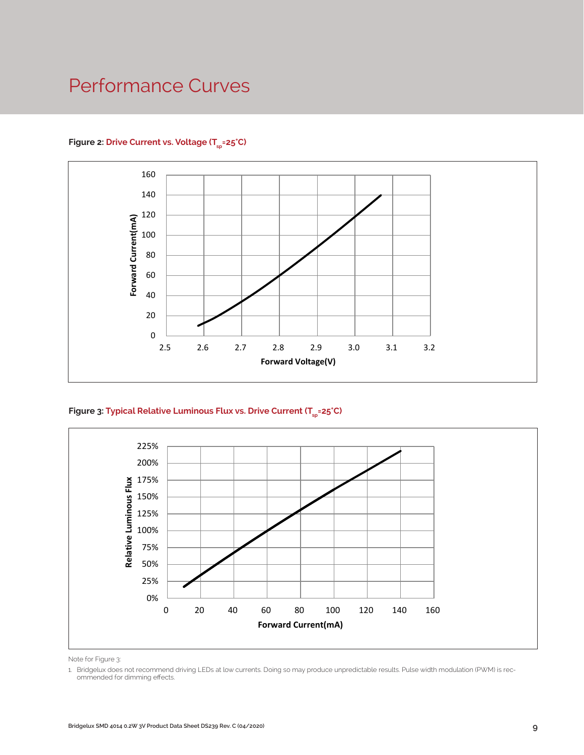# Performance Curves

**Figure 2: Drive Current vs. Voltage ($T_{sp}$=25˚C)**

**Figure 3: Typical Relative Luminous Flux vs. Drive Current ($T_{sp}$=25˚C)**

Note for Figure 3:

1. Bridgelux does not recommend driving LEDs at low currents. Doing so may produce unpredictable results. Pulse width modulation (PWM) is recommended for dimming effects.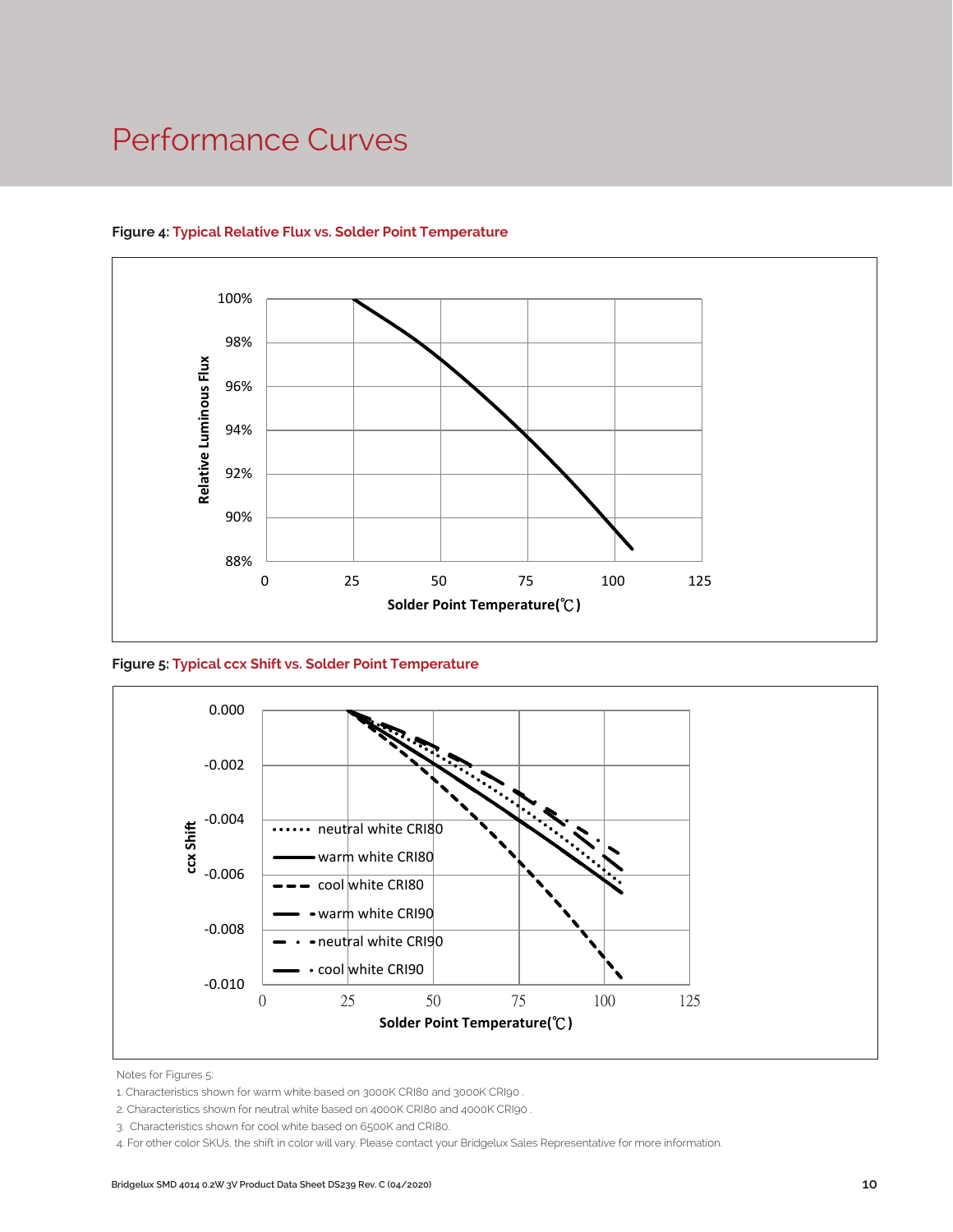# Performance Curves

**Figure 4: Typical Relative Flux vs. Solder Point Temperature**

**Figure 5: Typical ccx Shift vs. Solder Point Temperature**

Notes for Figures 5:

1. Characteristics shown for warm white based on 3000K CRI80 and 3000K CRI90 .
2. Characteristics shown for neutral white based on 4000K CRI80 and 4000K CRI90 .
3. Characteristics shown for cool white based on 6500K and CRI80.
4. For other color SKUs, the shift in color will vary. Please contact your Bridgelux Sales Representative for more information.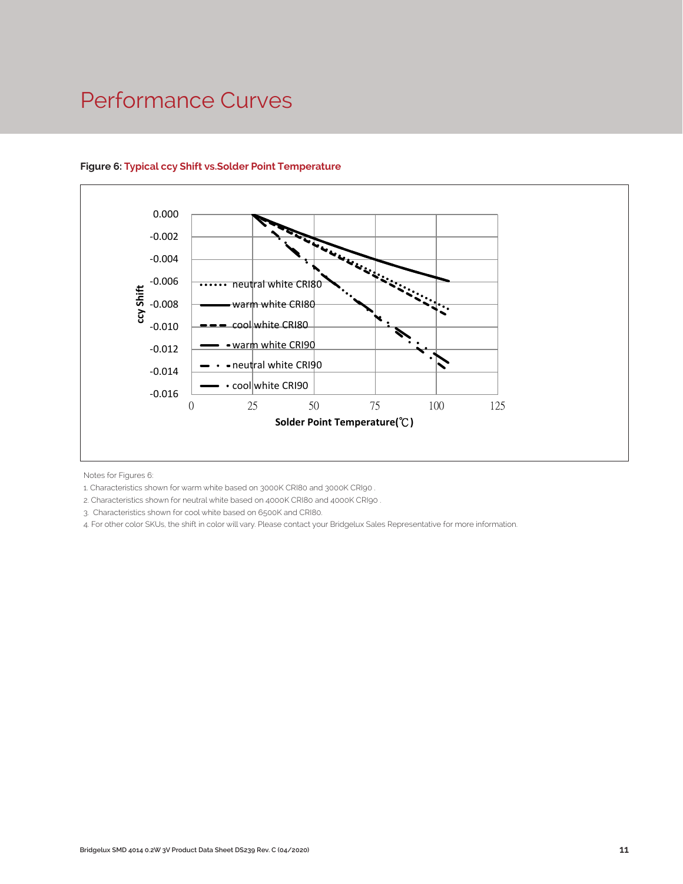# Performance Curves

**Figure 6:** **Typical ccy Shift vs.Solder Point Temperature**

Notes for Figures 6:

1. Characteristics shown for warm white based on 3000K CRI80 and 3000K CRI90 .
2. Characteristics shown for neutral white based on 4000K CRI80 and 4000K CRI90 .
3. Characteristics shown for cool white based on 6500K and CRI80.
4. For other color SKUs, the shift in color will vary. Please contact your Bridgelux Sales Representative for more information.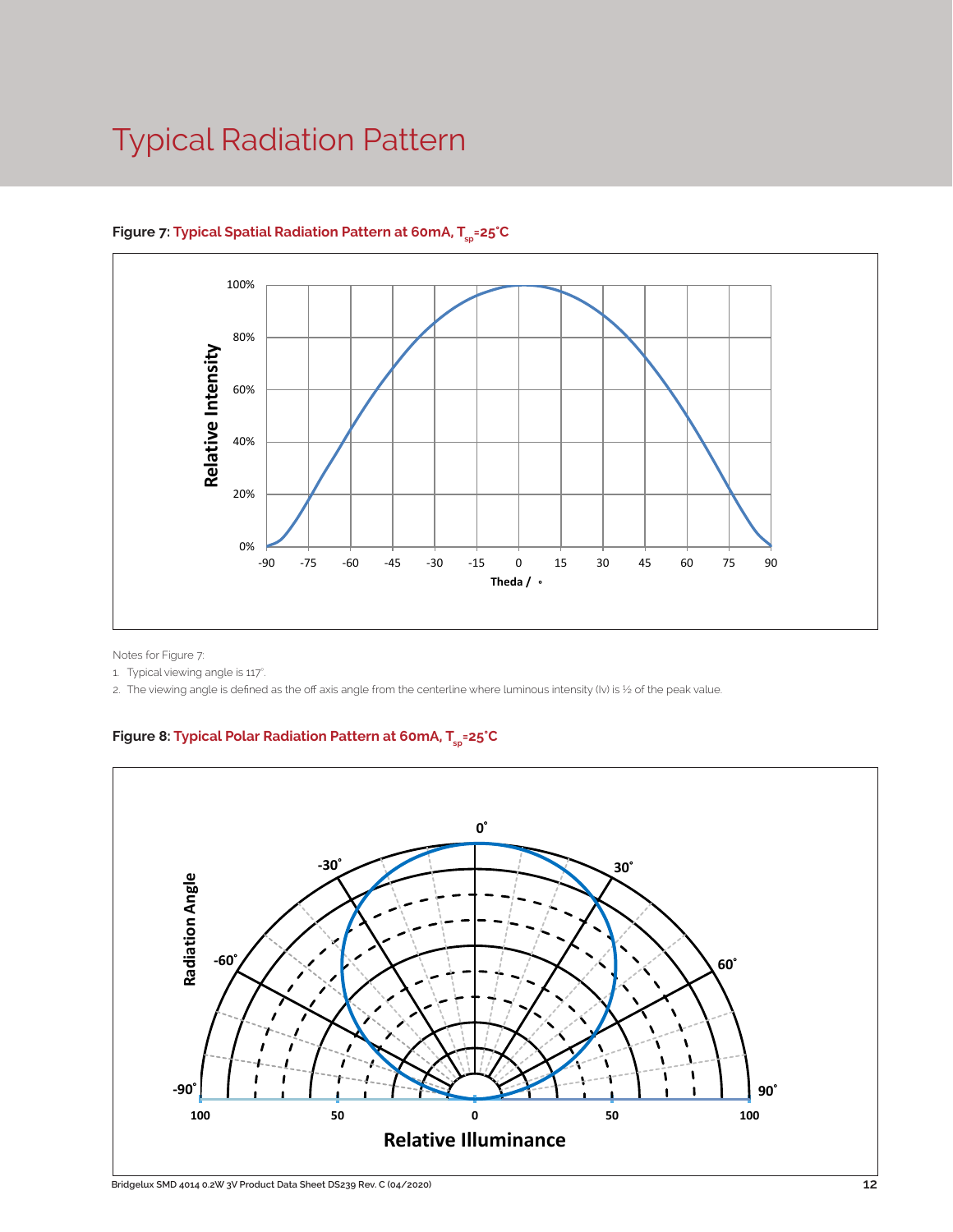# Typical Radiation Pattern

**Figure 7:** **Typical Spatial Radiation Pattern at 60mA, $T_{sp}$=25°C**

Notes for Figure 7:

1. Typical viewing angle is 117°.
2. The viewing angle is defined as the off axis angle from the centerline where luminous intensity (Iv) is ½ of the peak value.

**Figure 8:** **Typical Polar Radiation Pattern at 60mA, $T_{sp}$=25°C**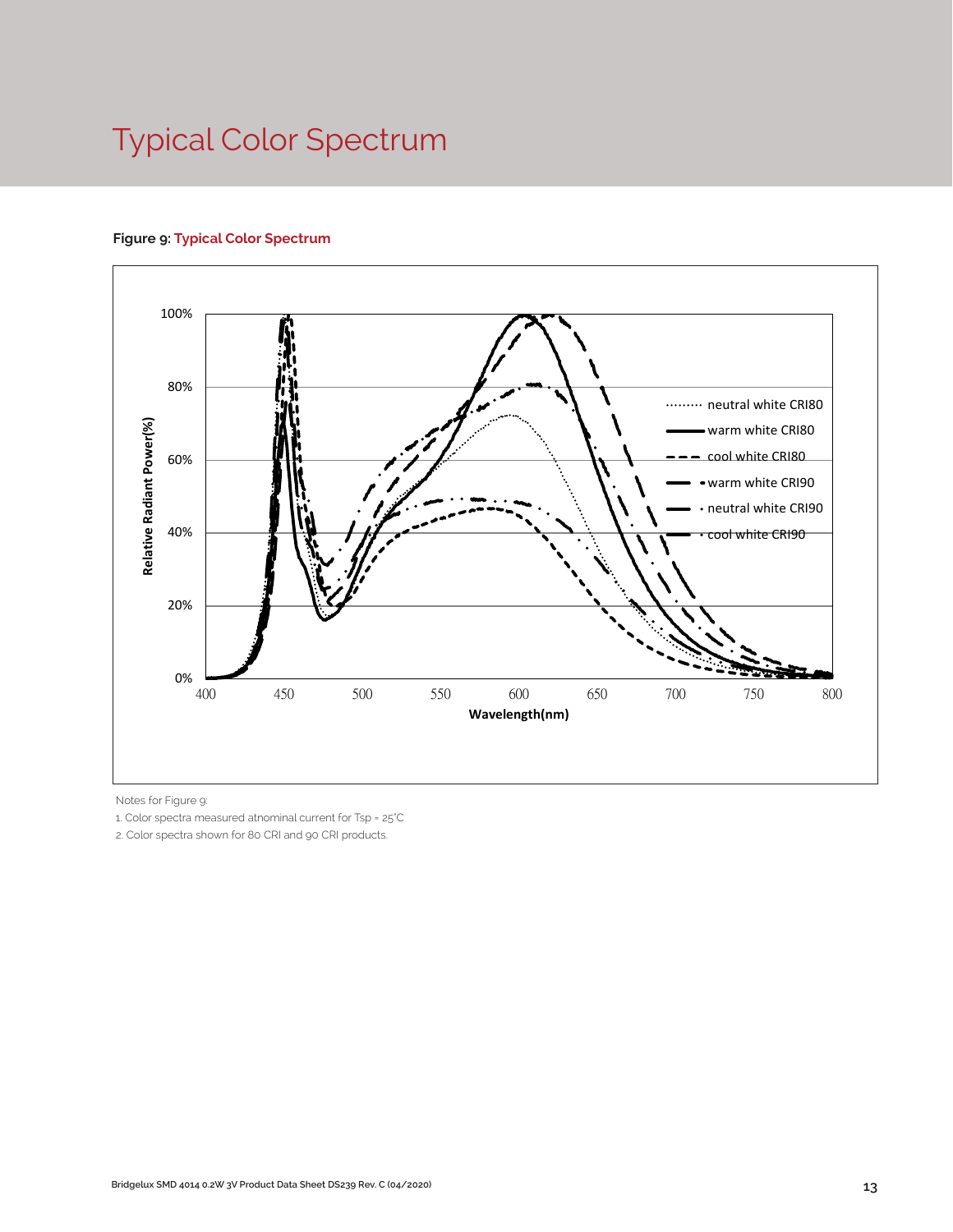# Typical Color Spectrum

**Figure 9: Typical Color Spectrum**

Notes for Figure 9:

1. Color spectra measured atnominal current for Tsp = 25°C
2. Color spectra shown for 80 CRI and 90 CRI products.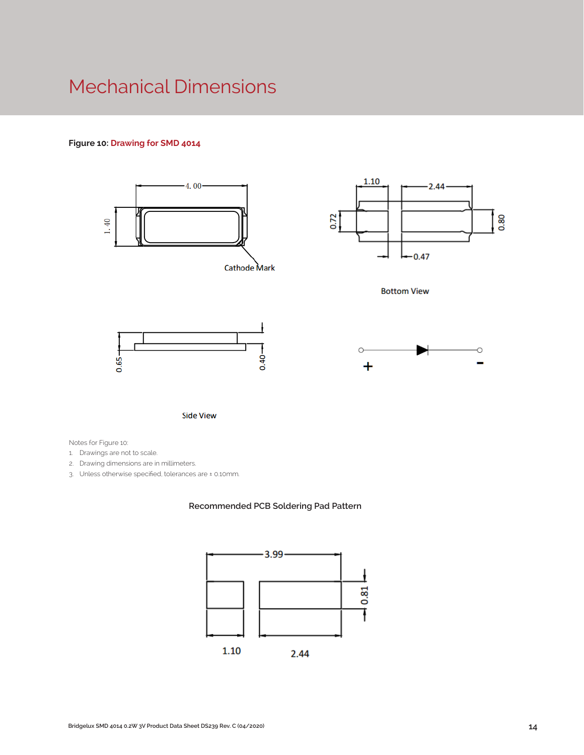# Mechanical Dimensions

**Figure 10:** Drawing for SMD 4014

4.00

1.40

Cathode Mark

1.10

2.44

0.72

0.80

0.47

Bottom View

0.65

0.40

Side View

+

-

Notes for Figure 10:

1. Drawings are not to scale.
2. Drawing dimensions are in millimeters.
3. Unless otherwise specified, tolerances are ± 0.10mm.

Recommended PCB Soldering Pad Pattern

3.99

0.81

1.10

2.44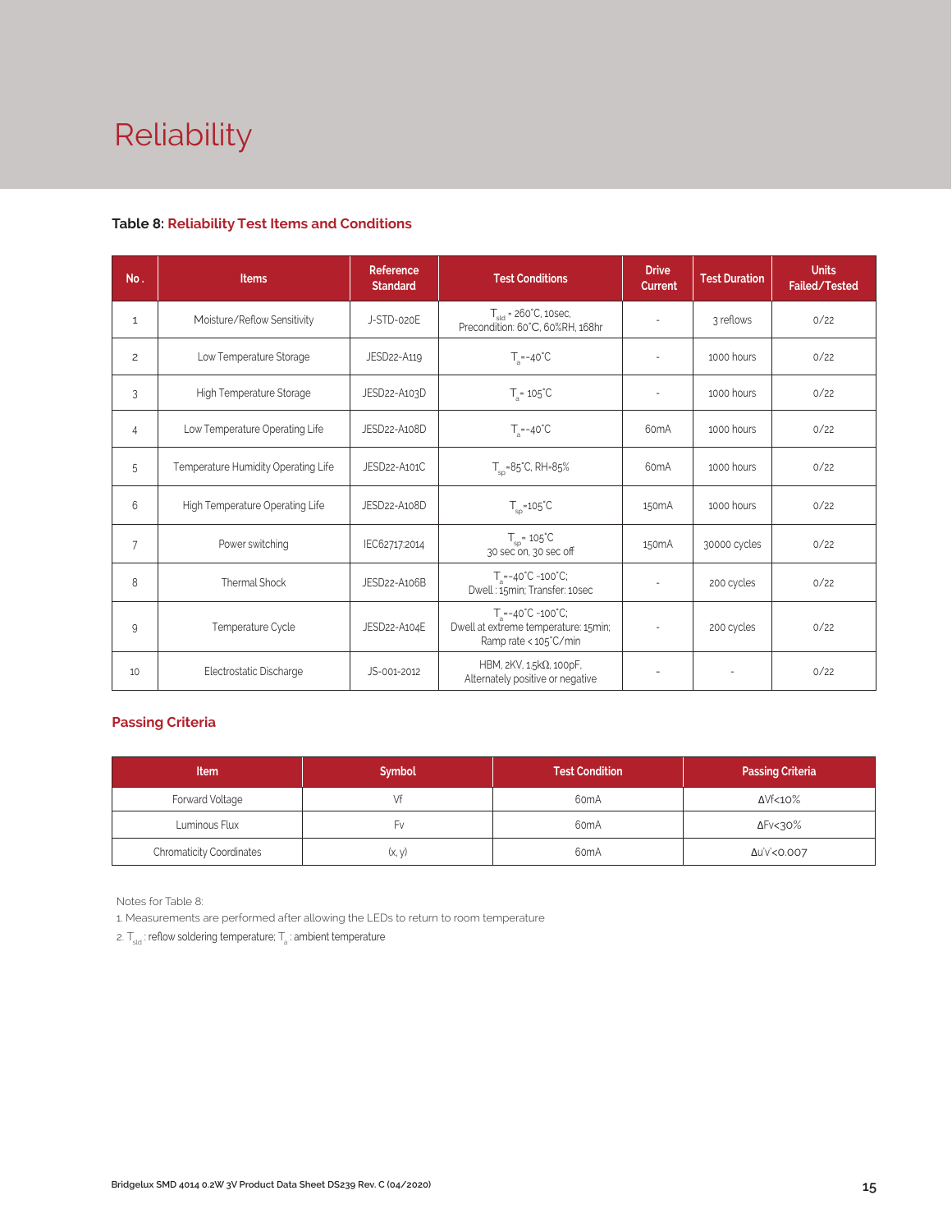# Reliability

**Table 8: Reliability Test Items and Conditions**

| No. | Items | Reference Standard | Test Conditions | Drive Current | Test Duration | Units Failed/Tested |
|---|---|---|---|---|---|---|
| 1 | Moisture/Reflow Sensitivity | J-STD-020E | $T_{sld}$ = 260°C, 10sec, Precondition: 60°C, 60%RH, 168hr | - | 3 reflows | 0/22 |
| 2 | Low Temperature Storage | JESD22-A119 | $T_a$=-40°C | - | 1000 hours | 0/22 |
| 3 | High Temperature Storage | JESD22-A103D | $T_a$= 105°C | - | 1000 hours | 0/22 |
| 4 | Low Temperature Operating Life | JESD22-A108D | $T_a$=-40°C | 60mA | 1000 hours | 0/22 |
| 5 | Temperature Humidity Operating Life | JESD22-A101C | $T_{sp}$=85°C, RH=85% | 60mA | 1000 hours | 0/22 |
| 6 | High Temperature Operating Life | JESD22-A108D | $T_{sp}$=105°C | 150mA | 1000 hours | 0/22 |
| 7 | Power switching | IEC62717:2014 | $T_{sp}$= 105°C 30 sec on, 30 sec off | 150mA | 30000 cycles | 0/22 |
| 8 | Thermal Shock | JESD22-A106B | $T_a$=-40°C ~100°C; Dwell : 15min; Transfer: 10sec | - | 200 cycles | 0/22 |
| 9 | Temperature Cycle | JESD22-A104E | $T_a$=-40°C ~100°C; Dwell at extreme temperature: 15min; Ramp rate < 105°C/min | - | 200 cycles | 0/22 |
| 10 | Electrostatic Discharge | JS-001-2012 | HBM, 2KV, 1.5kΩ, 100pF, Alternately positive or negative | - | - | 0/22 |

## Passing Criteria

| Item | Symbol | Test Condition | Passing Criteria |
|---|---|---|---|
| Forward Voltage | Vf | 60mA | ΔVf<10% |
| Luminous Flux | Fv | 60mA | ΔFv<30% |
| Chromaticity Coordinates | (x, y) | 60mA | Δu'v'<0.007 |

Notes for Table 8:

1. Measurements are performed after allowing the LEDs to return to room temperature
2. $T_{sld}$ : reflow soldering temperature; $T_a$ : ambient temperature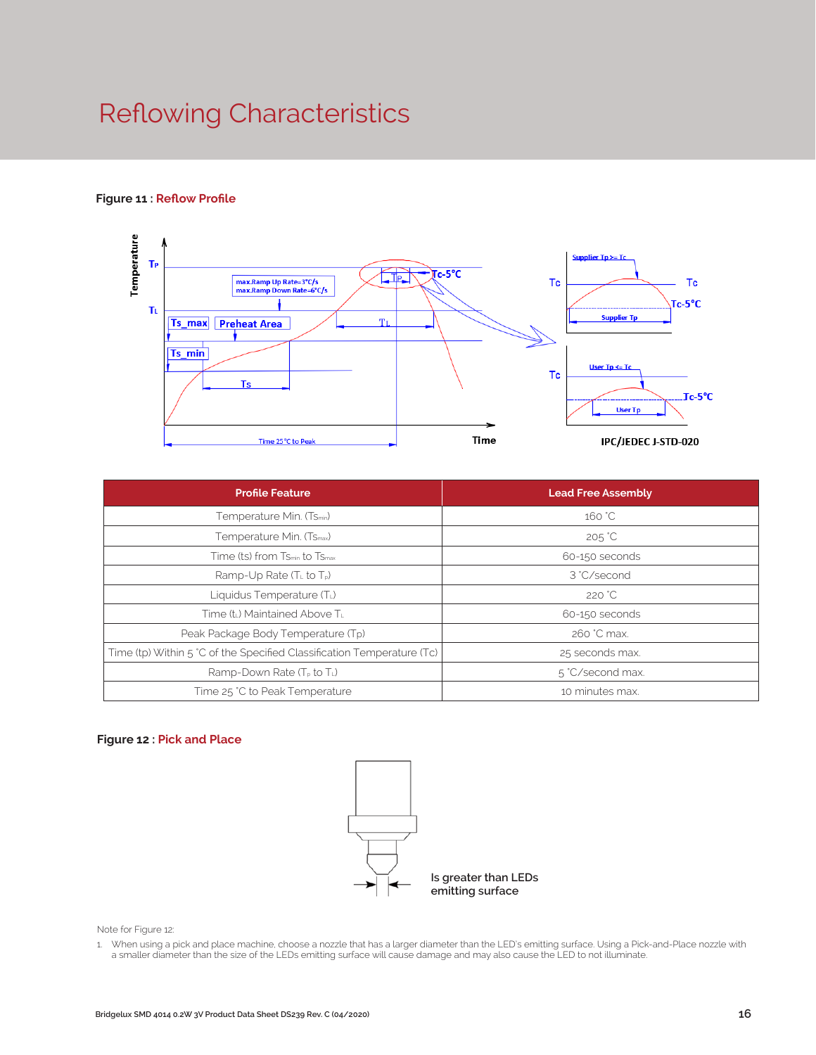# Reflowing Characteristics

**Figure 11 :** Reflow Profile

| Profile Feature | Lead Free Assembly |
|---|---|
| Temperature Min. ($Ts_{min}$) | 160 °C |
| Temperature Min. ($Ts_{max}$) | 205 °C |
| Time (ts) from $Ts_{min}$ to $Ts_{max}$ | 60-150 seconds |
| Ramp-Up Rate ($T_L$ to $T_P$) | 3 °C/second |
| Liquidus Temperature ($T_L$) | 220 °C |
| Time ($t_L$) Maintained Above $T_L$ | 60-150 seconds |
| Peak Package Body Temperature (Tp) | 260 °C max. |
| Time (tp) Within 5 °C of the Specified Classification Temperature (Tc) | 25 seconds max. |
| Ramp-Down Rate ($T_P$ to $T_L$) | 5 °C/second max. |
| Time 25 °C to Peak Temperature | 10 minutes max. |

**Figure 12 :** Pick and Place

Is greater than LEDs emitting surface

Note for Figure 12:

1. When using a pick and place machine, choose a nozzle that has a larger diameter than the LED's emitting surface. Using a Pick-and-Place nozzle with a smaller diameter than the size of the LEDs emitting surface will cause damage and may also cause the LED to not illuminate.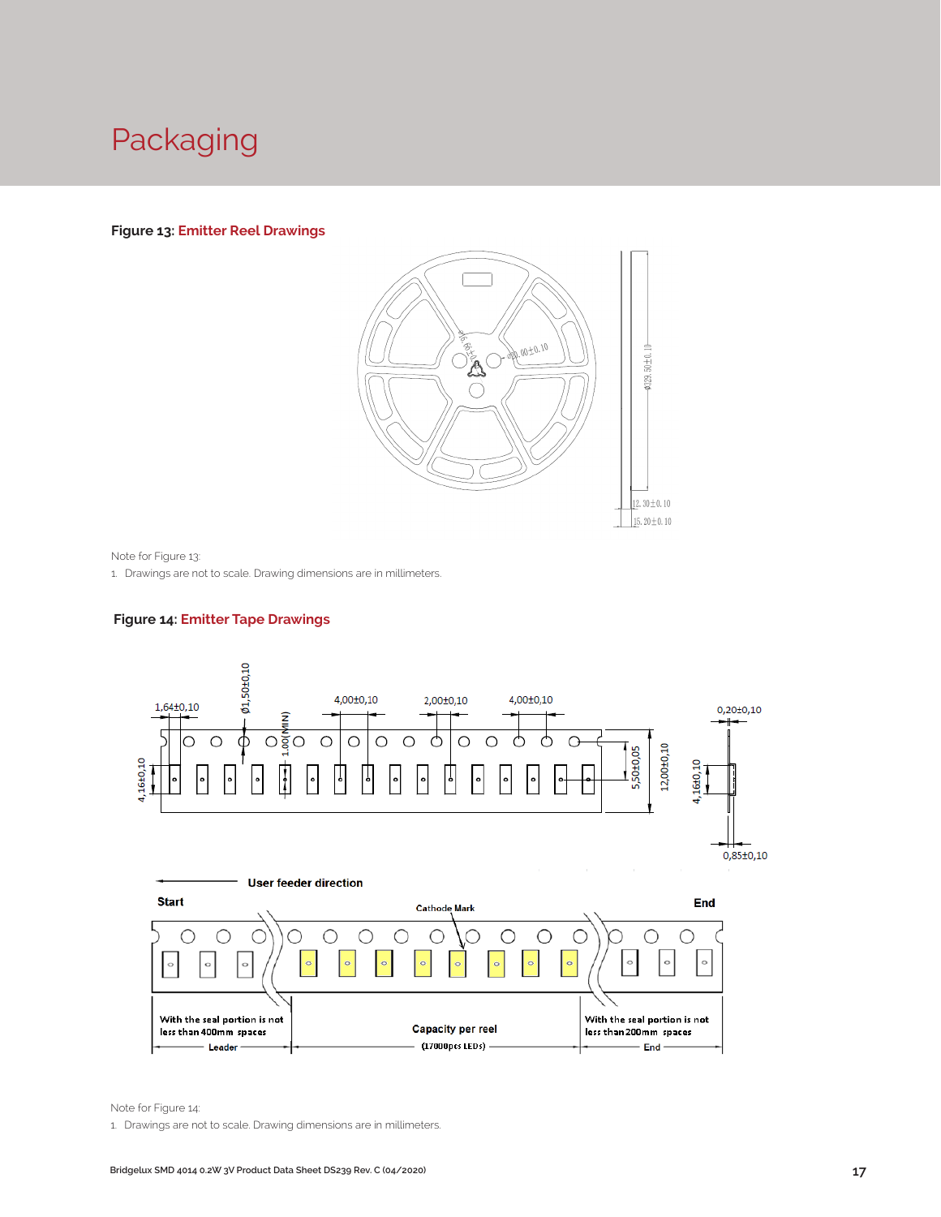# Packaging

**Figure 13:** Emitter Reel Drawings

Note for Figure 13:

1. Drawings are not to scale. Drawing dimensions are in millimeters.

**Figure 14:** Emitter Tape Drawings

Note for Figure 14:

1. Drawings are not to scale. Drawing dimensions are in millimeters.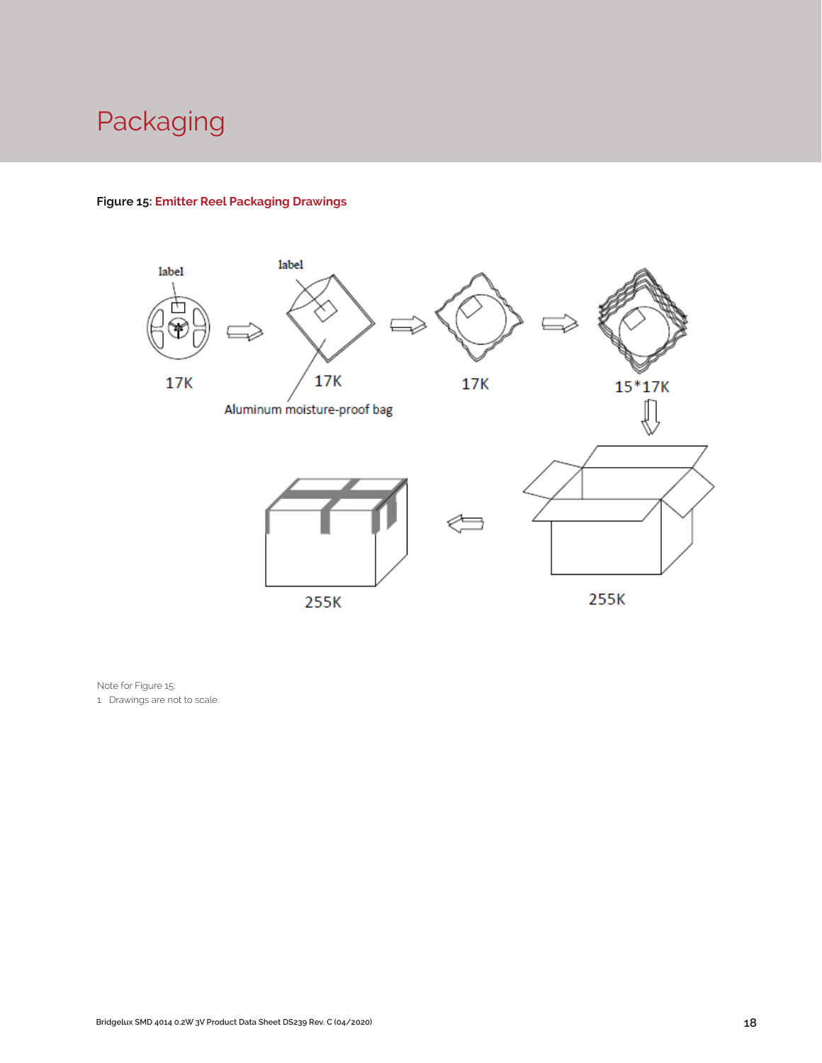# Packaging

**Figure 15:** Emitter Reel Packaging Drawings

Note for Figure 15:

1. Drawings are not to scale.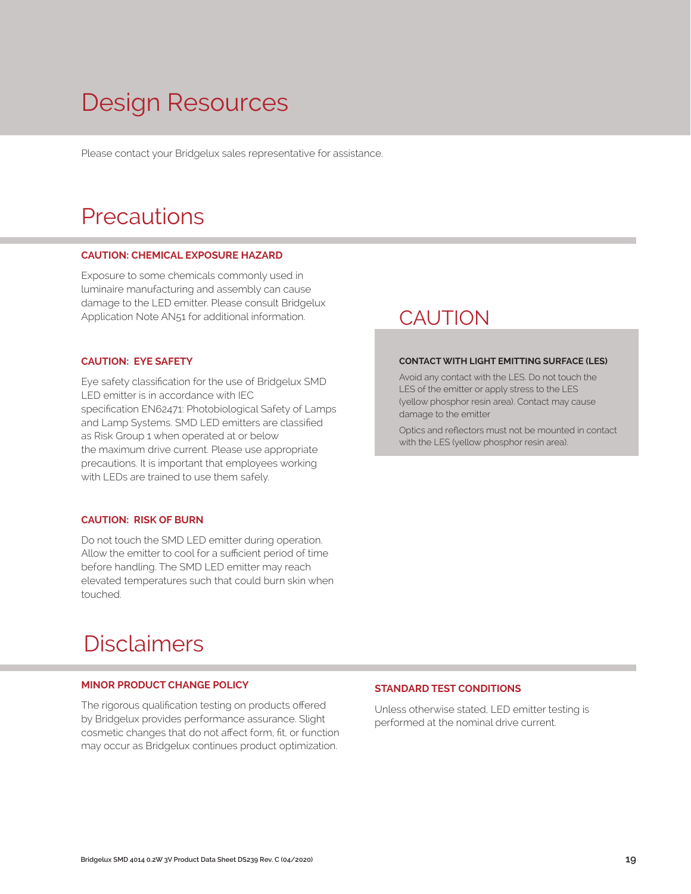# Design Resources

Please contact your Bridgelux sales representative for assistance.

# Precautions

### CAUTION: CHEMICAL EXPOSURE HAZARD

Exposure to some chemicals commonly used in luminaire manufacturing and assembly can cause damage to the LED emitter. Please consult Bridgelux Application Note AN51 for additional information.

### CAUTION: EYE SAFETY

Eye safety classification for the use of Bridgelux SMD LED emitter is in accordance with IEC specification EN62471: Photobiological Safety of Lamps and Lamp Systems. SMD LED emitters are classified as Risk Group 1 when operated at or below the maximum drive current. Please use appropriate precautions. It is important that employees working with LEDs are trained to use them safely.

### CAUTION: RISK OF BURN

Do not touch the SMD LED emitter during operation. Allow the emitter to cool for a sufficient period of time before handling. The SMD LED emitter may reach elevated temperatures such that could burn skin when touched.

## CAUTION

**CONTACT WITH LIGHT EMITTING SURFACE (LES)**

Avoid any contact with the LES. Do not touch the LES of the emitter or apply stress to the LES (yellow phosphor resin area). Contact may cause damage to the emitter

Optics and reflectors must not be mounted in contact with the LES (yellow phosphor resin area).

# Disclaimers

### MINOR PRODUCT CHANGE POLICY

The rigorous qualification testing on products offered by Bridgelux provides performance assurance. Slight cosmetic changes that do not affect form, fit, or function may occur as Bridgelux continues product optimization.

### STANDARD TEST CONDITIONS

Unless otherwise stated, LED emitter testing is performed at the nominal drive current.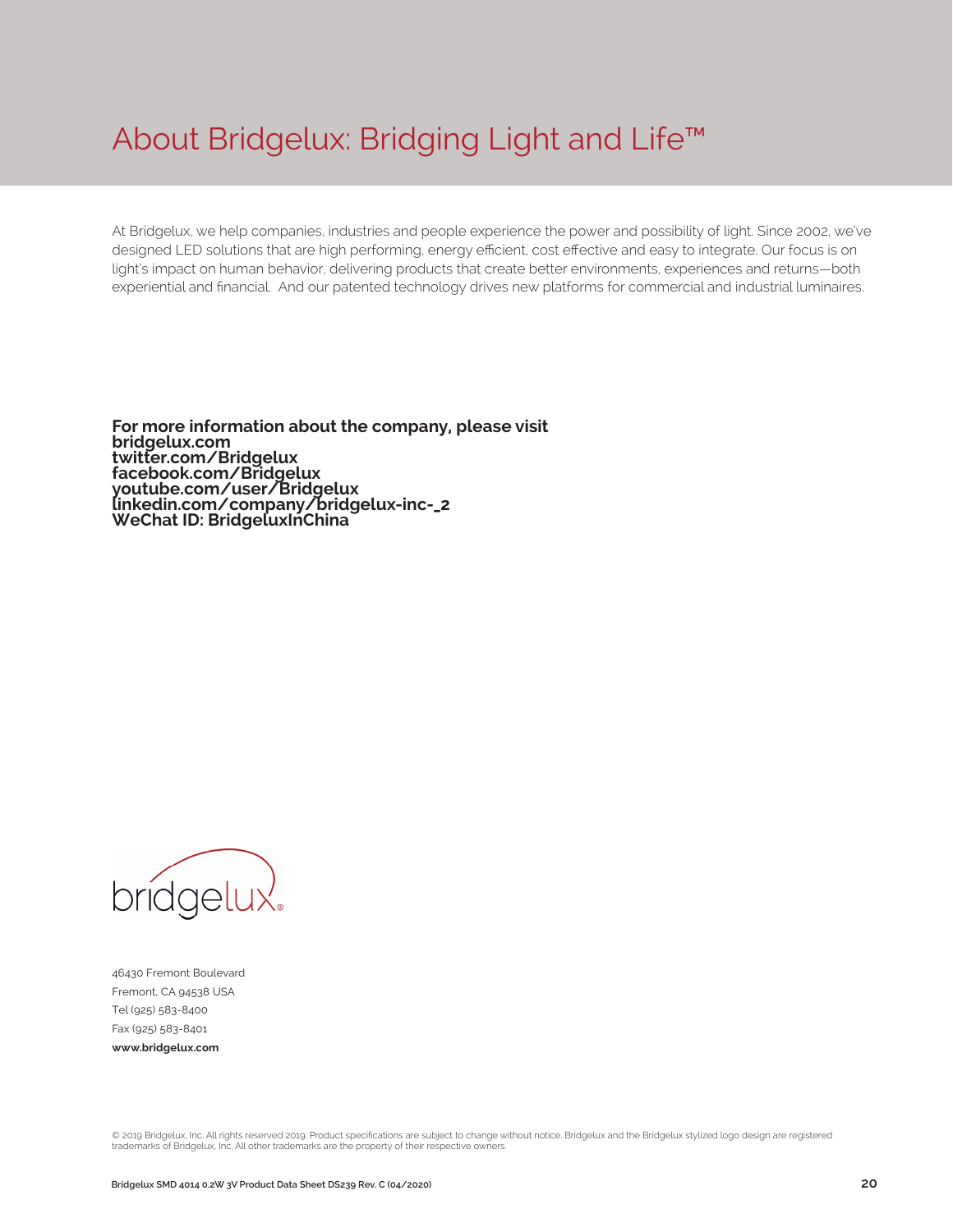# About Bridgelux: Bridging Light and Life™

At Bridgelux, we help companies, industries and people experience the power and possibility of light. Since 2002, we've designed LED solutions that are high performing, energy efficient, cost effective and easy to integrate. Our focus is on light's impact on human behavior, delivering products that create better environments, experiences and returns—both experiential and financial. And our patented technology drives new platforms for commercial and industrial luminaires.

**For more information about the company, please visit**
**bridgelux.com**
**twitter.com/Bridgelux**
**facebook.com/Bridgelux**
**youtube.com/user/Bridgelux**
**linkedin.com/company/bridgelux-inc-_2**
**WeChat ID: BridgeluxInChina**

46430 Fremont Boulevard
Fremont, CA 94538 USA
Tel (925) 583-8400
Fax (925) 583-8401
**www.bridgelux.com**

© 2019 Bridgelux, Inc. All rights reserved 2019. Product specifications are subject to change without notice. Bridgelux and the Bridgelux stylized logo design are registered trademarks of Bridgelux, Inc. All other trademarks are the property of their respective owners.